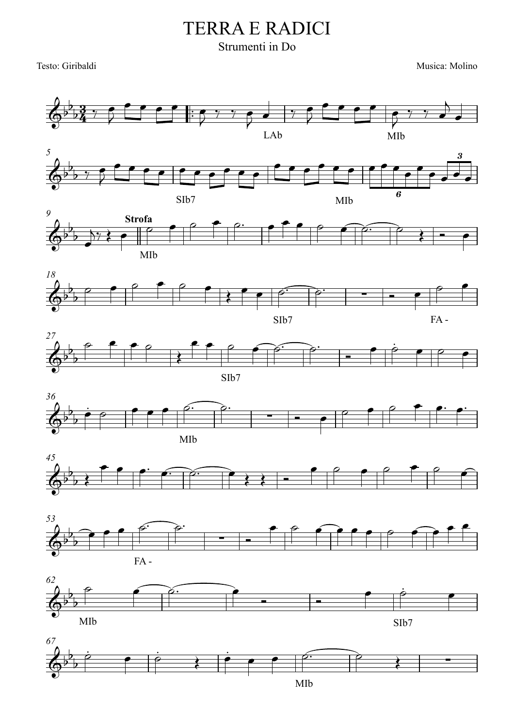# TERRA E RADICI

Strumenti in Do

Testo: Giribaldi

Musica: Molino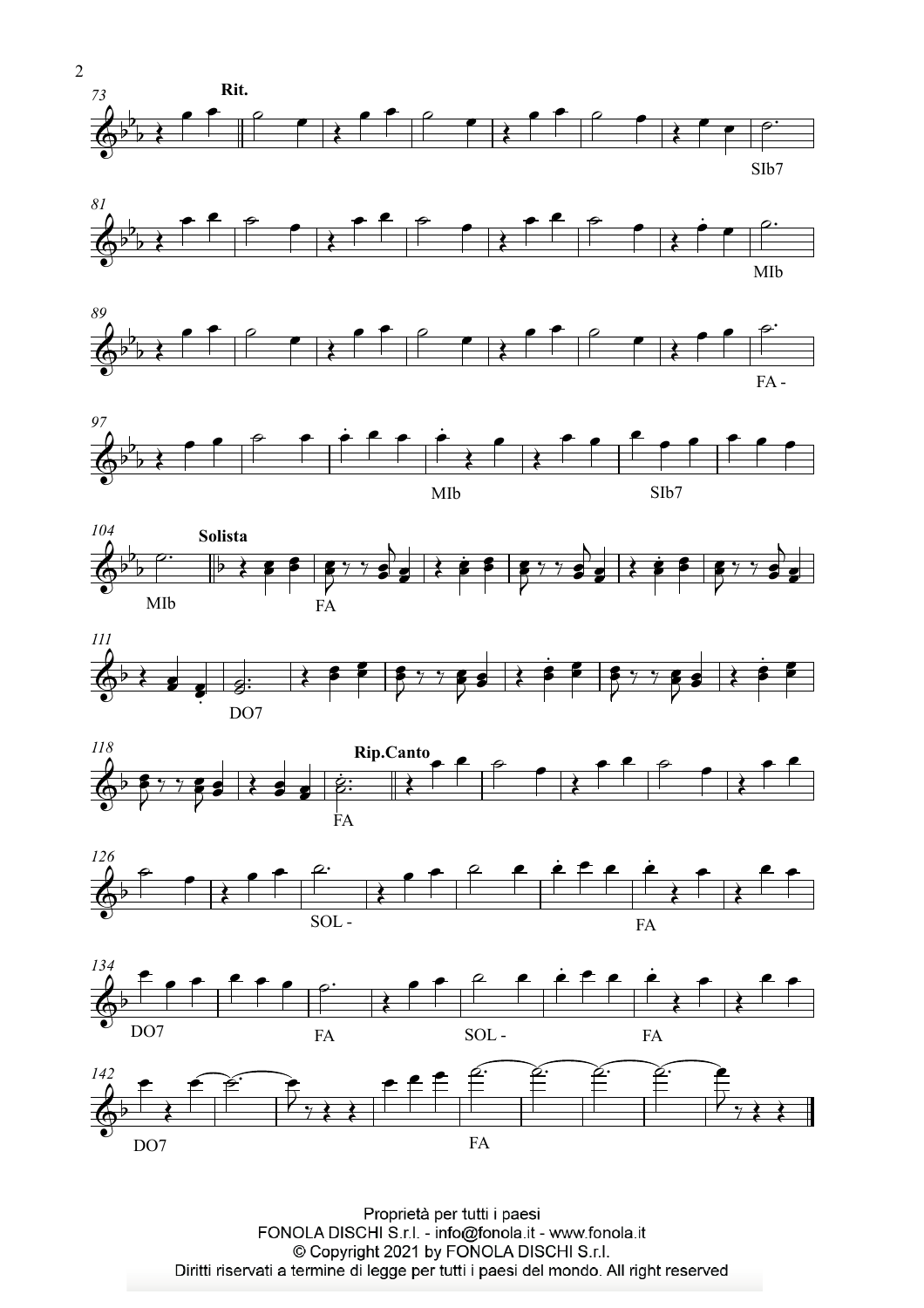Proprietà per tutti i paesi
FONOLA DISCHI S.r.l. - info@fonola.it - www.fonola.it
© Copyright 2021 by FONOLA DISCHI S.r.l.
Diritti riservati a termine di legge per tutti i paesi del mondo. All right reserved